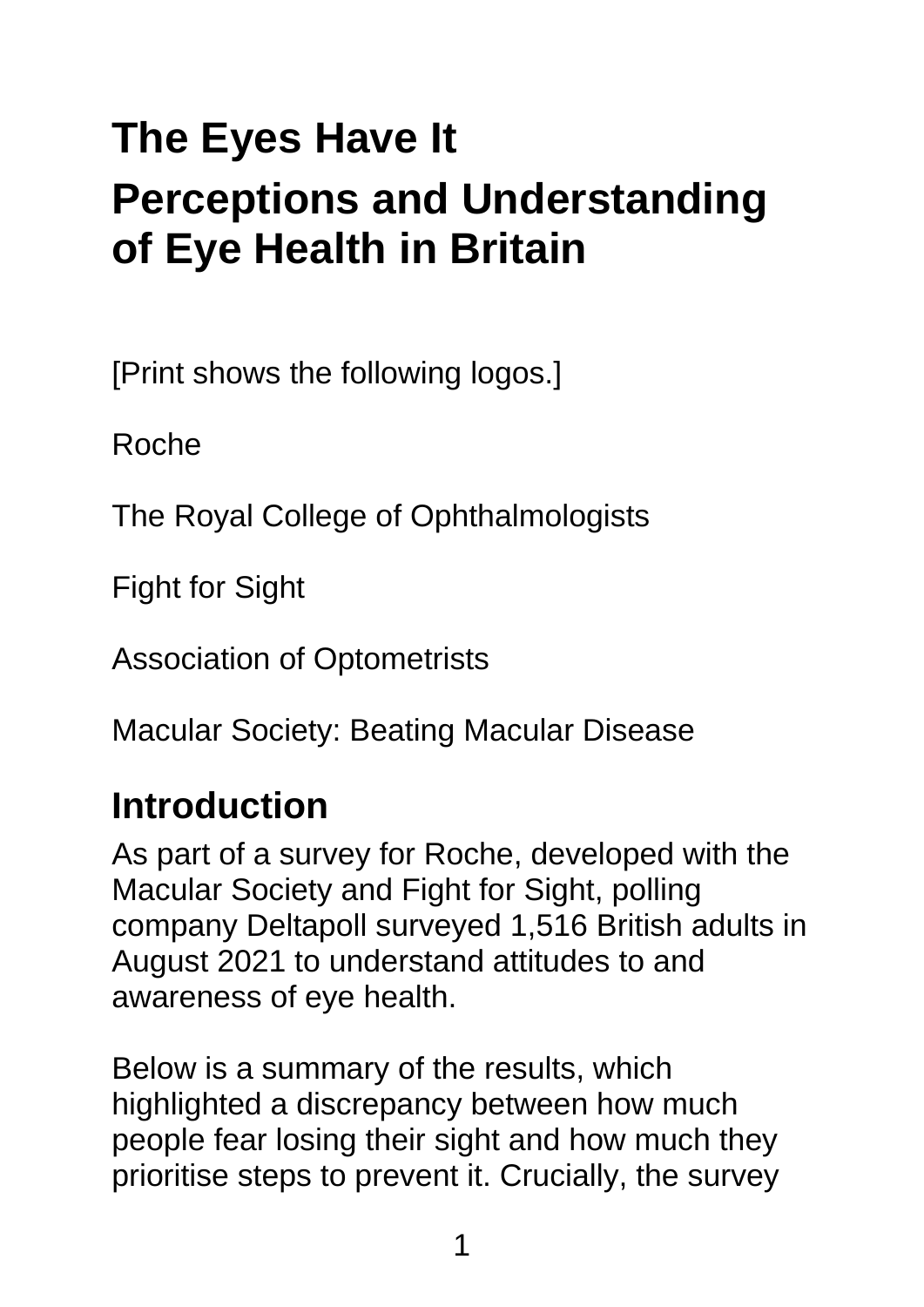# The Eyes Have It

# Perceptions and Understanding of Eye Health in Britain

[Print shows the following logos.]

Roche

The Royal College of Ophthalmologists

Fight for Sight

Association of Optometrists

Macular Society: Beating Macular Disease

## Introduction

As part of a survey for Roche, developed with the Macular Society and Fight for Sight, polling company Deltapoll surveyed 1,516 British adults in August 2021 to understand attitudes to and awareness of eye health.

Below is a summary of the results, which highlighted a discrepancy between how much people fear losing their sight and how much they prioritise steps to prevent it. Crucially, the survey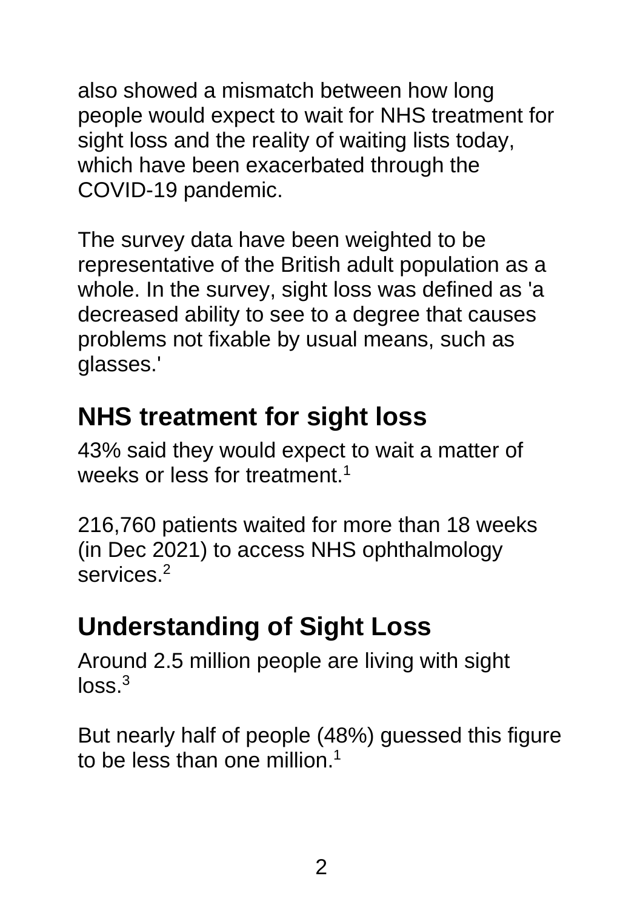also showed a mismatch between how long people would expect to wait for NHS treatment for sight loss and the reality of waiting lists today, which have been exacerbated through the COVID-19 pandemic.

The survey data have been weighted to be representative of the British adult population as a whole. In the survey, sight loss was defined as 'a decreased ability to see to a degree that causes problems not fixable by usual means, such as glasses.'

## NHS treatment for sight loss

43% said they would expect to wait a matter of weeks or less for treatment.[1]

216,760 patients waited for more than 18 weeks (in Dec 2021) to access NHS ophthalmology services.[2]

## Understanding of Sight Loss

Around 2.5 million people are living with sight loss.[3]

But nearly half of people (48%) guessed this figure to be less than one million.[1]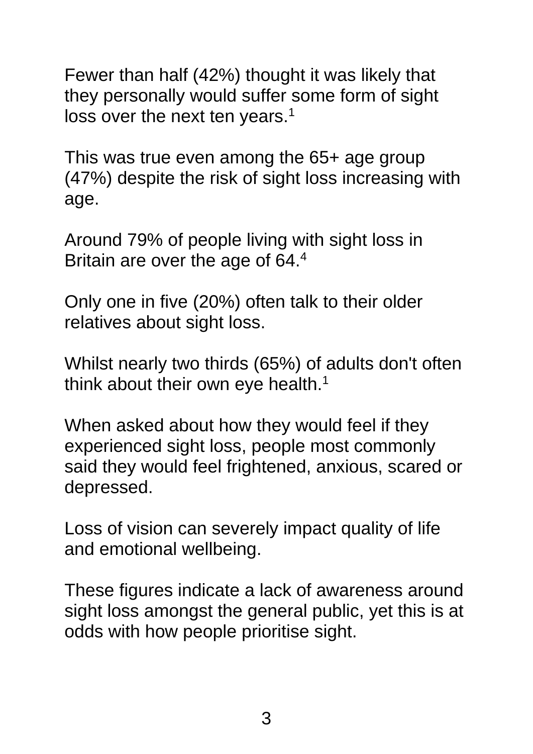Fewer than half (42%) thought it was likely that they personally would suffer some form of sight loss over the next ten years.[1]

This was true even among the 65+ age group (47%) despite the risk of sight loss increasing with age.

Around 79% of people living with sight loss in Britain are over the age of 64.[4]

Only one in five (20%) often talk to their older relatives about sight loss.

Whilst nearly two thirds (65%) of adults don't often think about their own eye health.[1]

When asked about how they would feel if they experienced sight loss, people most commonly said they would feel frightened, anxious, scared or depressed.

Loss of vision can severely impact quality of life and emotional wellbeing.

These figures indicate a lack of awareness around sight loss amongst the general public, yet this is at odds with how people prioritise sight.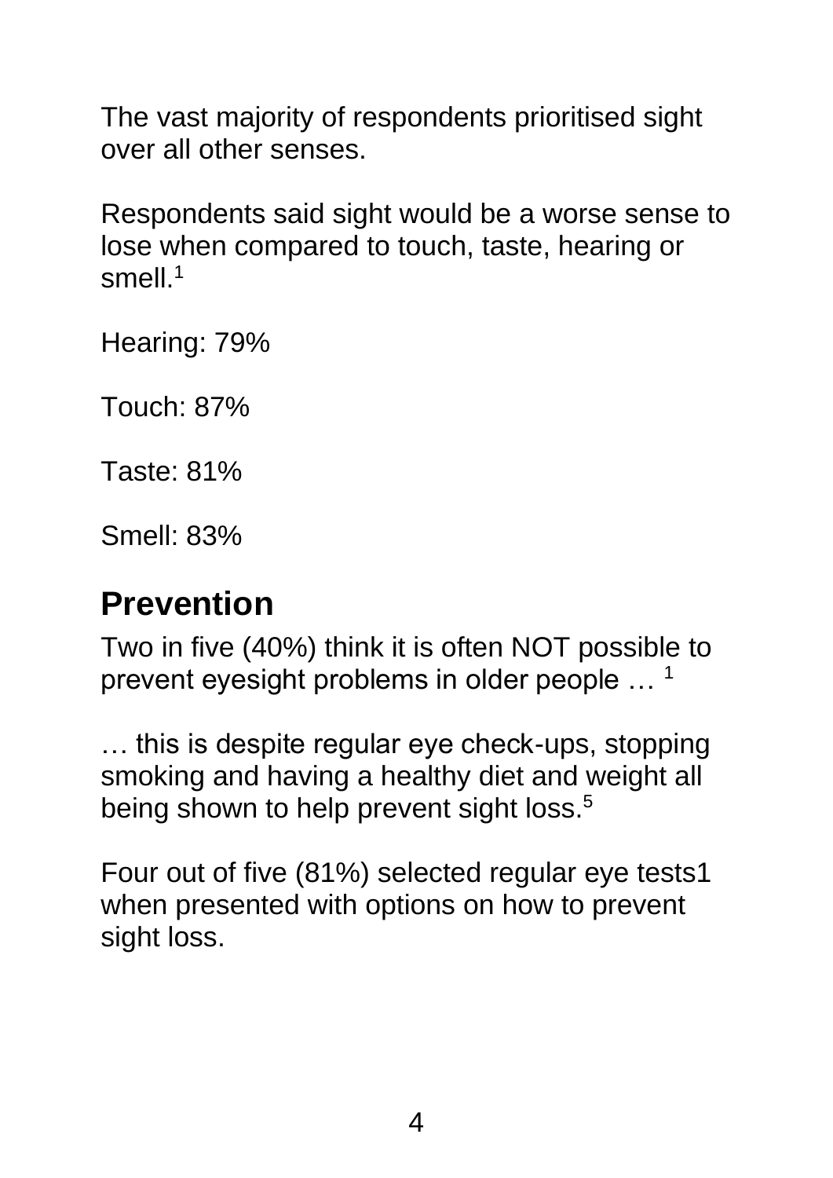The vast majority of respondents prioritised sight over all other senses.

Respondents said sight would be a worse sense to lose when compared to touch, taste, hearing or smell.[1]

Hearing: 79%

Touch: 87%

Taste: 81%

Smell: 83%

## Prevention

Two in five (40%) think it is often NOT possible to prevent eyesight problems in older people … [1]

… this is despite regular eye check-ups, stopping smoking and having a healthy diet and weight all being shown to help prevent sight loss.[5]

Four out of five (81%) selected regular eye tests1 when presented with options on how to prevent sight loss.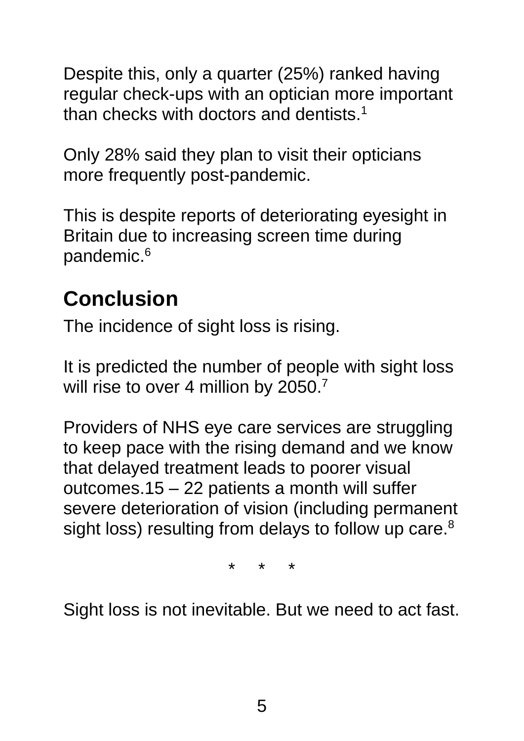Despite this, only a quarter (25%) ranked having regular check-ups with an optician more important than checks with doctors and dentists.[1]

Only 28% said they plan to visit their opticians more frequently post-pandemic.

This is despite reports of deteriorating eyesight in Britain due to increasing screen time during pandemic.[6]

## Conclusion

The incidence of sight loss is rising.

It is predicted the number of people with sight loss will rise to over 4 million by 2050.[7]

Providers of NHS eye care services are struggling to keep pace with the rising demand and we know that delayed treatment leads to poorer visual outcomes.15 – 22 patients a month will suffer severe deterioration of vision (including permanent sight loss) resulting from delays to follow up care.[8]

\* \* \*

Sight loss is not inevitable. But we need to act fast.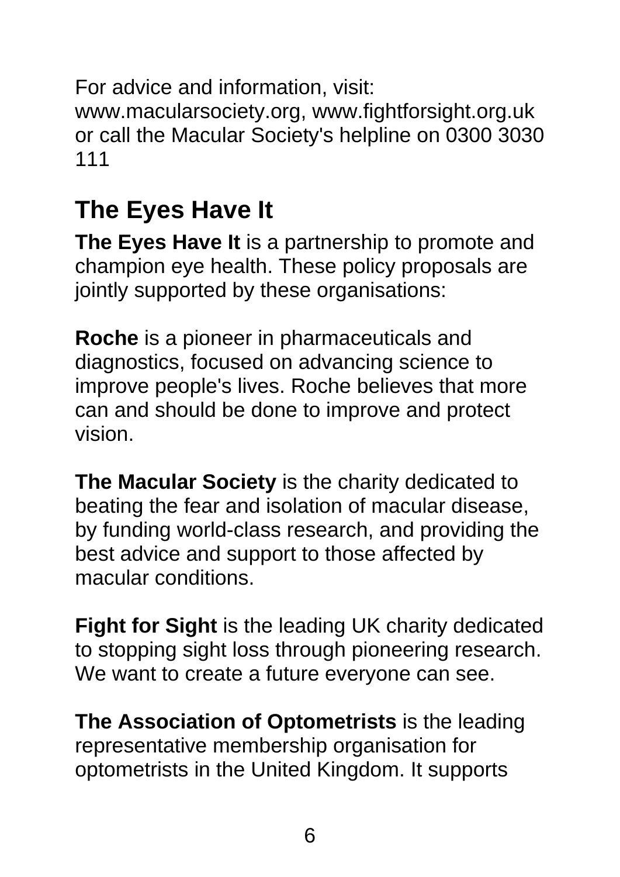For advice and information, visit: www.macularsociety.org, www.fightforsight.org.uk or call the Macular Society's helpline on 0300 3030 111

## The Eyes Have It

**The Eyes Have It** is a partnership to promote and champion eye health. These policy proposals are jointly supported by these organisations:

**Roche** is a pioneer in pharmaceuticals and diagnostics, focused on advancing science to improve people's lives. Roche believes that more can and should be done to improve and protect vision.

**The Macular Society** is the charity dedicated to beating the fear and isolation of macular disease, by funding world-class research, and providing the best advice and support to those affected by macular conditions.

**Fight for Sight** is the leading UK charity dedicated to stopping sight loss through pioneering research. We want to create a future everyone can see.

**The Association of Optometrists** is the leading representative membership organisation for optometrists in the United Kingdom. It supports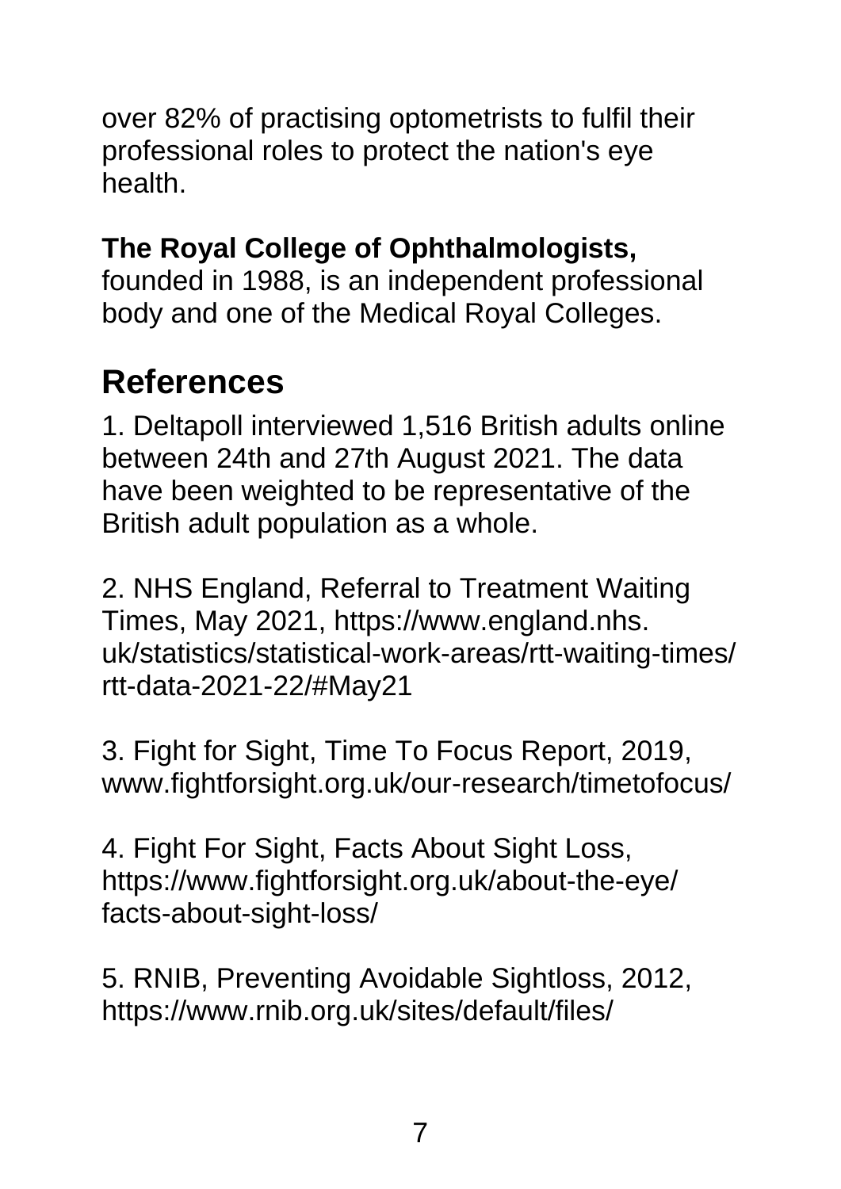over 82% of practising optometrists to fulfil their professional roles to protect the nation's eye health.

**The Royal College of Ophthalmologists,** founded in 1988, is an independent professional body and one of the Medical Royal Colleges.

## References

1. Deltapoll interviewed 1,516 British adults online between 24th and 27th August 2021. The data have been weighted to be representative of the British adult population as a whole.

2. NHS England, Referral to Treatment Waiting Times, May 2021, https://www.england.nhs.uk/statistics/statistical-work-areas/rtt-waiting-times/rtt-data-2021-22/#May21

3. Fight for Sight, Time To Focus Report, 2019, www.fightforsight.org.uk/our-research/timetofocus/

4. Fight For Sight, Facts About Sight Loss, https://www.fightforsight.org.uk/about-the-eye/facts-about-sight-loss/

5. RNIB, Preventing Avoidable Sightloss, 2012, https://www.rnib.org.uk/sites/default/files/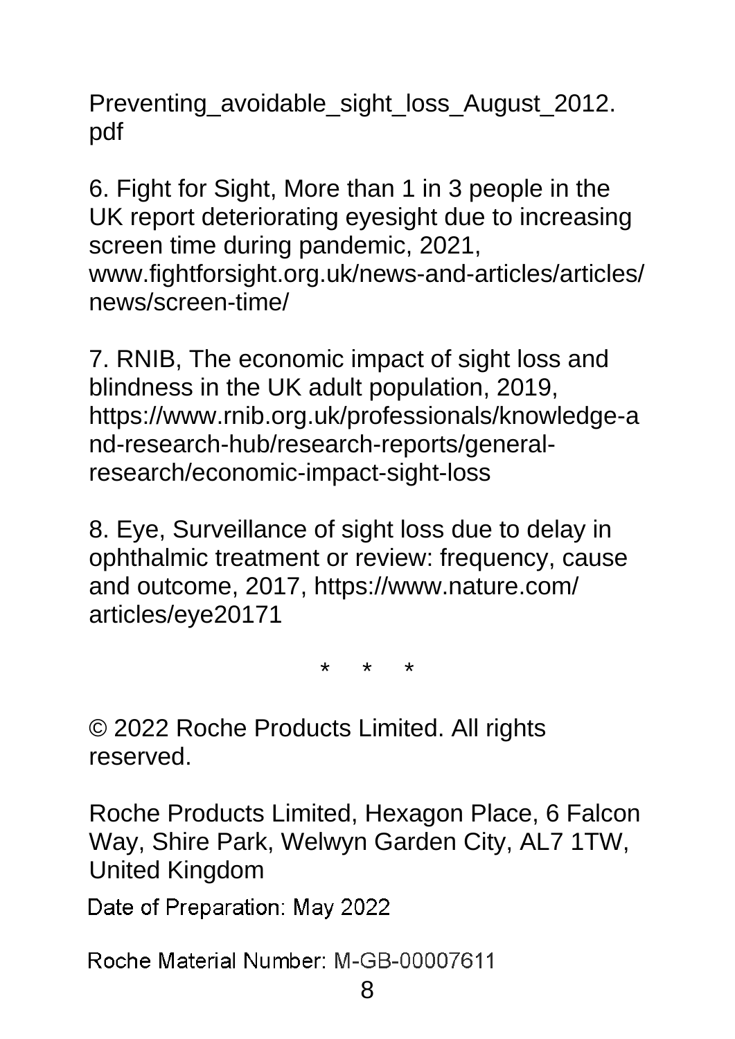Preventing_avoidable_sight_loss_August_2012.pdf

6. Fight for Sight, More than 1 in 3 people in the UK report deteriorating eyesight due to increasing screen time during pandemic, 2021, www.fightforsight.org.uk/news-and-articles/articles/news/screen-time/

7. RNIB, The economic impact of sight loss and blindness in the UK adult population, 2019, https://www.rnib.org.uk/professionals/knowledge-and-research-hub/research-reports/general-research/economic-impact-sight-loss

8. Eye, Surveillance of sight loss due to delay in ophthalmic treatment or review: frequency, cause and outcome, 2017, https://www.nature.com/articles/eye20171

\* \* \*

© 2022 Roche Products Limited. All rights reserved.

Roche Products Limited, Hexagon Place, 6 Falcon Way, Shire Park, Welwyn Garden City, AL7 1TW, United Kingdom

Date of Preparation: May 2022

Roche Material Number: M-GB-00007611